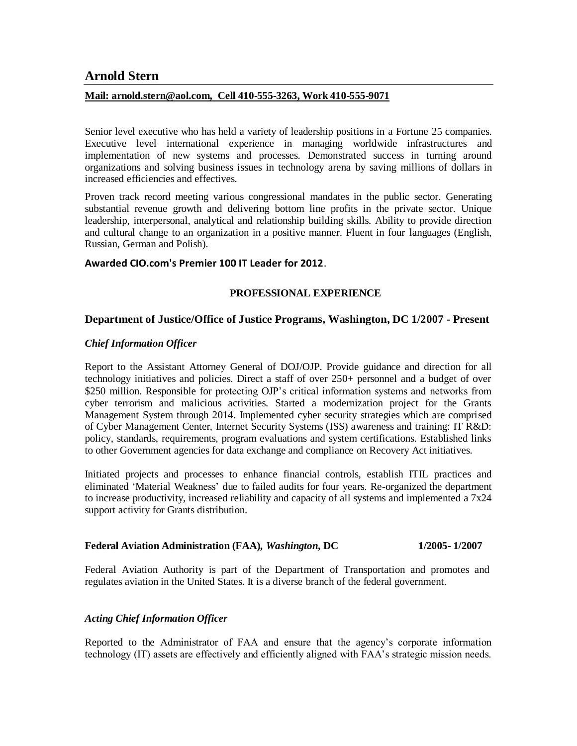# Arnold Stern

**Mail: arnold.stern@aol.com, Cell 410-555-3263, Work 410-555-9071**

Senior level executive who has held a variety of leadership positions in a Fortune 25 companies. Executive level international experience in managing worldwide infrastructures and implementation of new systems and processes. Demonstrated success in turning around organizations and solving business issues in technology arena by saving millions of dollars in increased efficiencies and effectives.

Proven track record meeting various congressional mandates in the public sector. Generating substantial revenue growth and delivering bottom line profits in the private sector. Unique leadership, interpersonal, analytical and relationship building skills. Ability to provide direction and cultural change to an organization in a positive manner. Fluent in four languages (English, Russian, German and Polish).

**Awarded CIO.com's Premier 100 IT Leader for 2012**.

## PROFESSIONAL EXPERIENCE

### Department of Justice/Office of Justice Programs, Washington, DC 1/2007 - Present

***Chief Information Officer***

Report to the Assistant Attorney General of DOJ/OJP. Provide guidance and direction for all technology initiatives and policies. Direct a staff of over 250+ personnel and a budget of over $250 million. Responsible for protecting OJP's critical information systems and networks from cyber terrorism and malicious activities. Started a modernization project for the Grants Management System through 2014. Implemented cyber security strategies which are comprised of Cyber Management Center, Internet Security Systems (ISS) awareness and training: IT R&D: policy, standards, requirements, program evaluations and system certifications. Established links to other Government agencies for data exchange and compliance on Recovery Act initiatives.

Initiated projects and processes to enhance financial controls, establish ITIL practices and eliminated 'Material Weakness' due to failed audits for four years. Re-organized the department to increase productivity, increased reliability and capacity of all systems and implemented a 7x24 support activity for Grants distribution.

### Federal Aviation Administration (FAA), *Washington*, DC 1/2005- 1/2007

Federal Aviation Authority is part of the Department of Transportation and promotes and regulates aviation in the United States. It is a diverse branch of the federal government.

***Acting Chief Information Officer***

Reported to the Administrator of FAA and ensure that the agency's corporate information technology (IT) assets are effectively and efficiently aligned with FAA's strategic mission needs.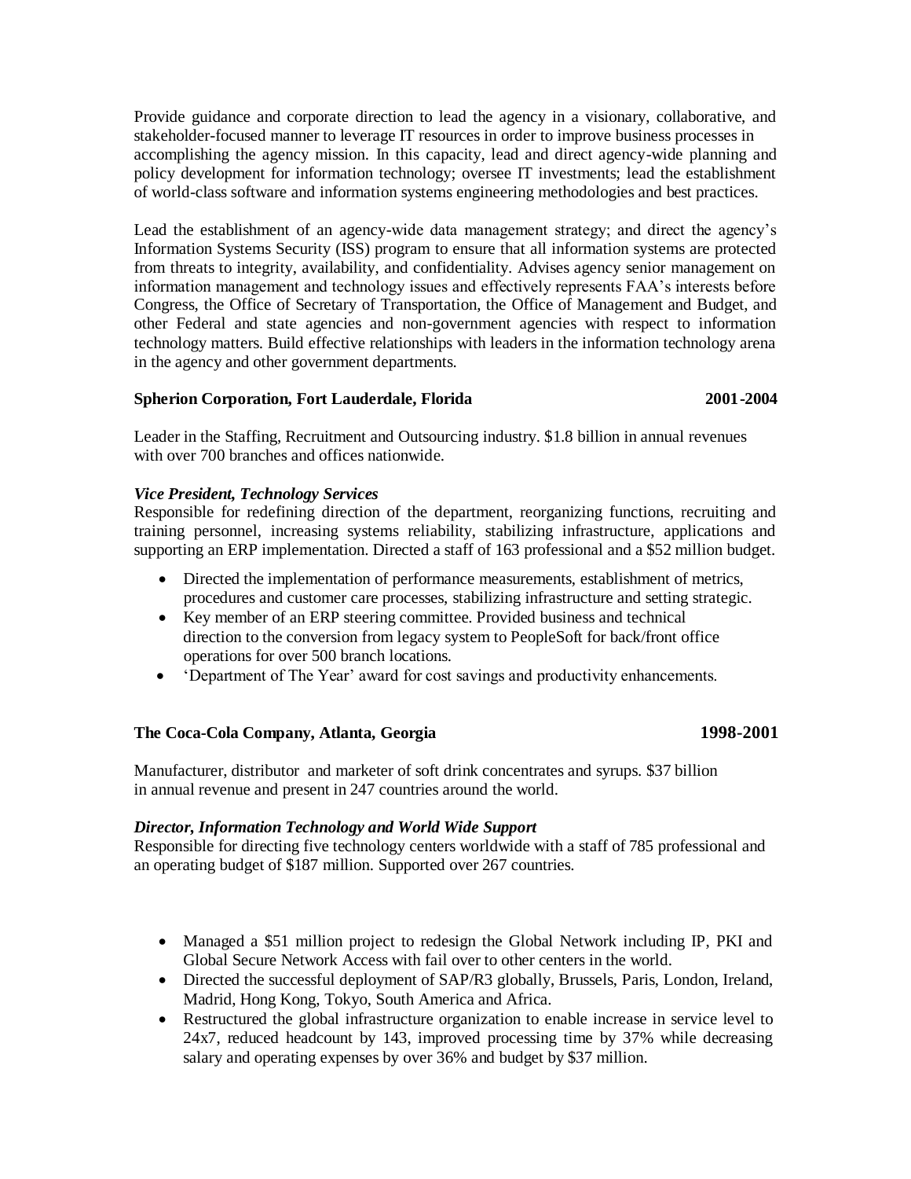Provide guidance and corporate direction to lead the agency in a visionary, collaborative, and stakeholder-focused manner to leverage IT resources in order to improve business processes in accomplishing the agency mission. In this capacity, lead and direct agency-wide planning and policy development for information technology; oversee IT investments; lead the establishment of world-class software and information systems engineering methodologies and best practices.

Lead the establishment of an agency-wide data management strategy; and direct the agency's Information Systems Security (ISS) program to ensure that all information systems are protected from threats to integrity, availability, and confidentiality. Advises agency senior management on information management and technology issues and effectively represents FAA's interests before Congress, the Office of Secretary of Transportation, the Office of Management and Budget, and other Federal and state agencies and non-government agencies with respect to information technology matters. Build effective relationships with leaders in the information technology arena in the agency and other government departments.

**Spherion Corporation, Fort Lauderdale, Florida** **2001-2004**

Leader in the Staffing, Recruitment and Outsourcing industry. $1.8 billion in annual revenues with over 700 branches and offices nationwide.

***Vice President, Technology Services***
Responsible for redefining direction of the department, reorganizing functions, recruiting and training personnel, increasing systems reliability, stabilizing infrastructure, applications and supporting an ERP implementation. Directed a staff of 163 professional and a $52 million budget.

- Directed the implementation of performance measurements, establishment of metrics, procedures and customer care processes, stabilizing infrastructure and setting strategic.
- Key member of an ERP steering committee. Provided business and technical direction to the conversion from legacy system to PeopleSoft for back/front office operations for over 500 branch locations.
- 'Department of The Year' award for cost savings and productivity enhancements.

**The Coca-Cola Company, Atlanta, Georgia** **1998-2001**

Manufacturer, distributor and marketer of soft drink concentrates and syrups. $37 billion in annual revenue and present in 247 countries around the world.

***Director, Information Technology and World Wide Support***
Responsible for directing five technology centers worldwide with a staff of 785 professional and an operating budget of $187 million. Supported over 267 countries.

- Managed a $51 million project to redesign the Global Network including IP, PKI and Global Secure Network Access with fail over to other centers in the world.
- Directed the successful deployment of SAP/R3 globally, Brussels, Paris, London, Ireland, Madrid, Hong Kong, Tokyo, South America and Africa.
- Restructured the global infrastructure organization to enable increase in service level to 24x7, reduced headcount by 143, improved processing time by 37% while decreasing salary and operating expenses by over 36% and budget by $37 million.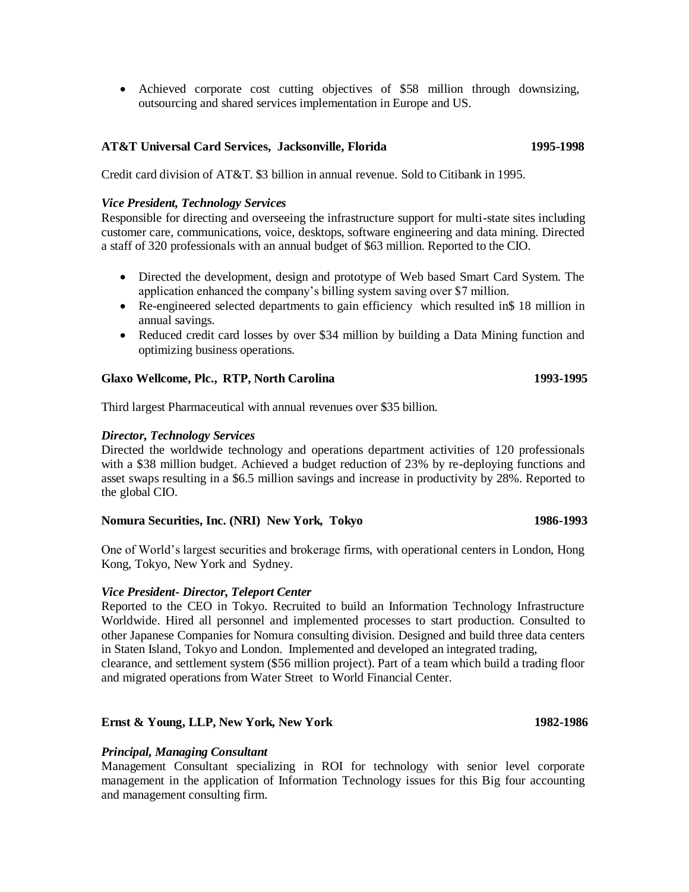- Achieved corporate cost cutting objectives of $58 million through downsizing, outsourcing and shared services implementation in Europe and US.

**AT&T Universal Card Services, Jacksonville, Florida** **1995-1998**

Credit card division of AT&T. $3 billion in annual revenue. Sold to Citibank in 1995.

***Vice President, Technology Services***

Responsible for directing and overseeing the infrastructure support for multi-state sites including customer care, communications, voice, desktops, software engineering and data mining. Directed a staff of 320 professionals with an annual budget of $63 million. Reported to the CIO.

- Directed the development, design and prototype of Web based Smart Card System. The application enhanced the company's billing system saving over $7 million.
- Re-engineered selected departments to gain efficiency which resulted in$ 18 million in annual savings.
- Reduced credit card losses by over $34 million by building a Data Mining function and optimizing business operations.

**Glaxo Wellcome, Plc., RTP, North Carolina** **1993-1995**

Third largest Pharmaceutical with annual revenues over $35 billion.

***Director, Technology Services***

Directed the worldwide technology and operations department activities of 120 professionals with a $38 million budget. Achieved a budget reduction of 23% by re-deploying functions and asset swaps resulting in a $6.5 million savings and increase in productivity by 28%. Reported to the global CIO.

**Nomura Securities, Inc. (NRI) New York, Tokyo** **1986-1993**

One of World's largest securities and brokerage firms, with operational centers in London, Hong Kong, Tokyo, New York and Sydney.

***Vice President- Director, Teleport Center***

Reported to the CEO in Tokyo. Recruited to build an Information Technology Infrastructure Worldwide. Hired all personnel and implemented processes to start production. Consulted to other Japanese Companies for Nomura consulting division. Designed and build three data centers in Staten Island, Tokyo and London. Implemented and developed an integrated trading, clearance, and settlement system ($56 million project). Part of a team which build a trading floor and migrated operations from Water Street to World Financial Center.

**Ernst & Young, LLP, New York, New York** **1982-1986**

***Principal, Managing Consultant***

Management Consultant specializing in ROI for technology with senior level corporate management in the application of Information Technology issues for this Big four accounting and management consulting firm.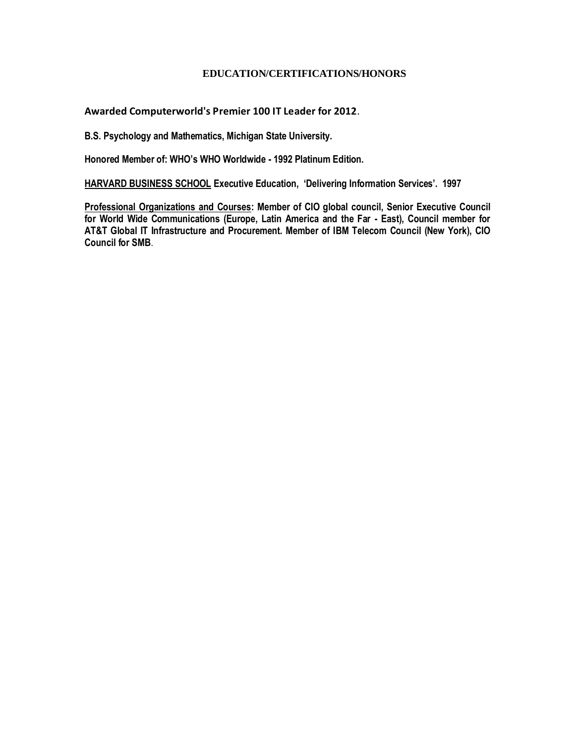## EDUCATION/CERTIFICATIONS/HONORS

**Awarded Computerworld's Premier 100 IT Leader for 2012**.

**B.S. Psychology and Mathematics, Michigan State University.**

**Honored Member of: WHO's WHO Worldwide - 1992 Platinum Edition.**

**HARVARD BUSINESS SCHOOL Executive Education, 'Delivering Information Services'. 1997**

**Professional Organizations and Courses: Member of CIO global council, Senior Executive Council for World Wide Communications (Europe, Latin America and the Far - East), Council member for AT&T Global IT Infrastructure and Procurement. Member of IBM Telecom Council (New York), CIO Council for SMB**.